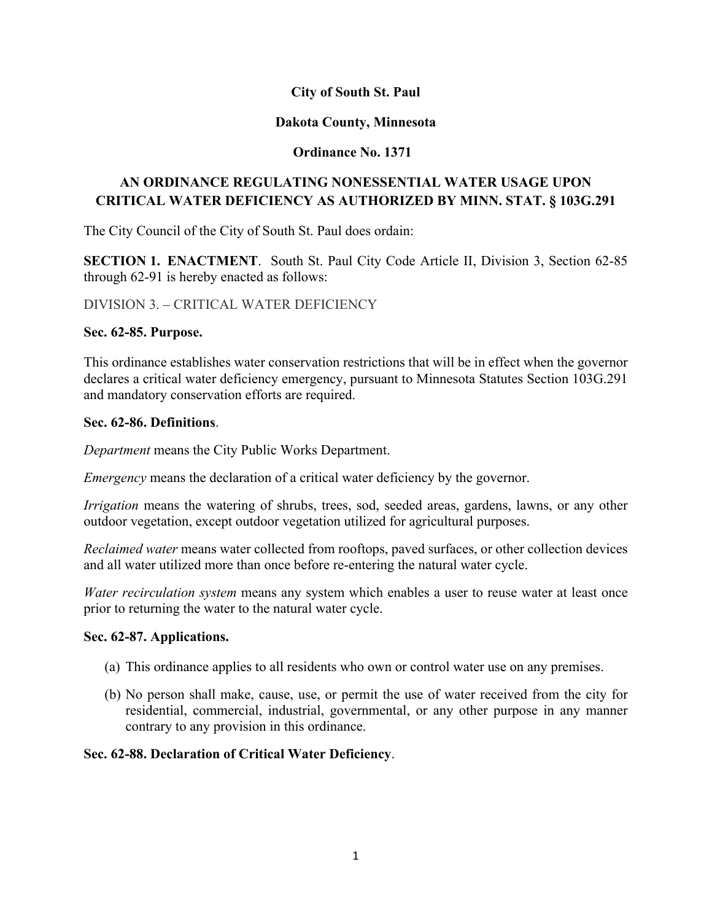**City of South St. Paul**

**Dakota County, Minnesota**

**Ordinance No. 1371**

**AN ORDINANCE REGULATING NONESSENTIAL WATER USAGE UPON CRITICAL WATER DEFICIENCY AS AUTHORIZED BY MINN. STAT. § 103G.291**

The City Council of the City of South St. Paul does ordain:

**SECTION 1. ENACTMENT**. South St. Paul City Code Article II, Division 3, Section 62-85 through 62-91 is hereby enacted as follows:

DIVISION 3. – CRITICAL WATER DEFICIENCY

**Sec. 62-85. Purpose.**

This ordinance establishes water conservation restrictions that will be in effect when the governor declares a critical water deficiency emergency, pursuant to Minnesota Statutes Section 103G.291 and mandatory conservation efforts are required.

**Sec. 62-86. Definitions**.

*Department* means the City Public Works Department.

*Emergency* means the declaration of a critical water deficiency by the governor.

*Irrigation* means the watering of shrubs, trees, sod, seeded areas, gardens, lawns, or any other outdoor vegetation, except outdoor vegetation utilized for agricultural purposes.

*Reclaimed water* means water collected from rooftops, paved surfaces, or other collection devices and all water utilized more than once before re-entering the natural water cycle.

*Water recirculation system* means any system which enables a user to reuse water at least once prior to returning the water to the natural water cycle.

**Sec. 62-87. Applications.**

(a) This ordinance applies to all residents who own or control water use on any premises.

(b) No person shall make, cause, use, or permit the use of water received from the city for residential, commercial, industrial, governmental, or any other purpose in any manner contrary to any provision in this ordinance.

**Sec. 62-88. Declaration of Critical Water Deficiency**.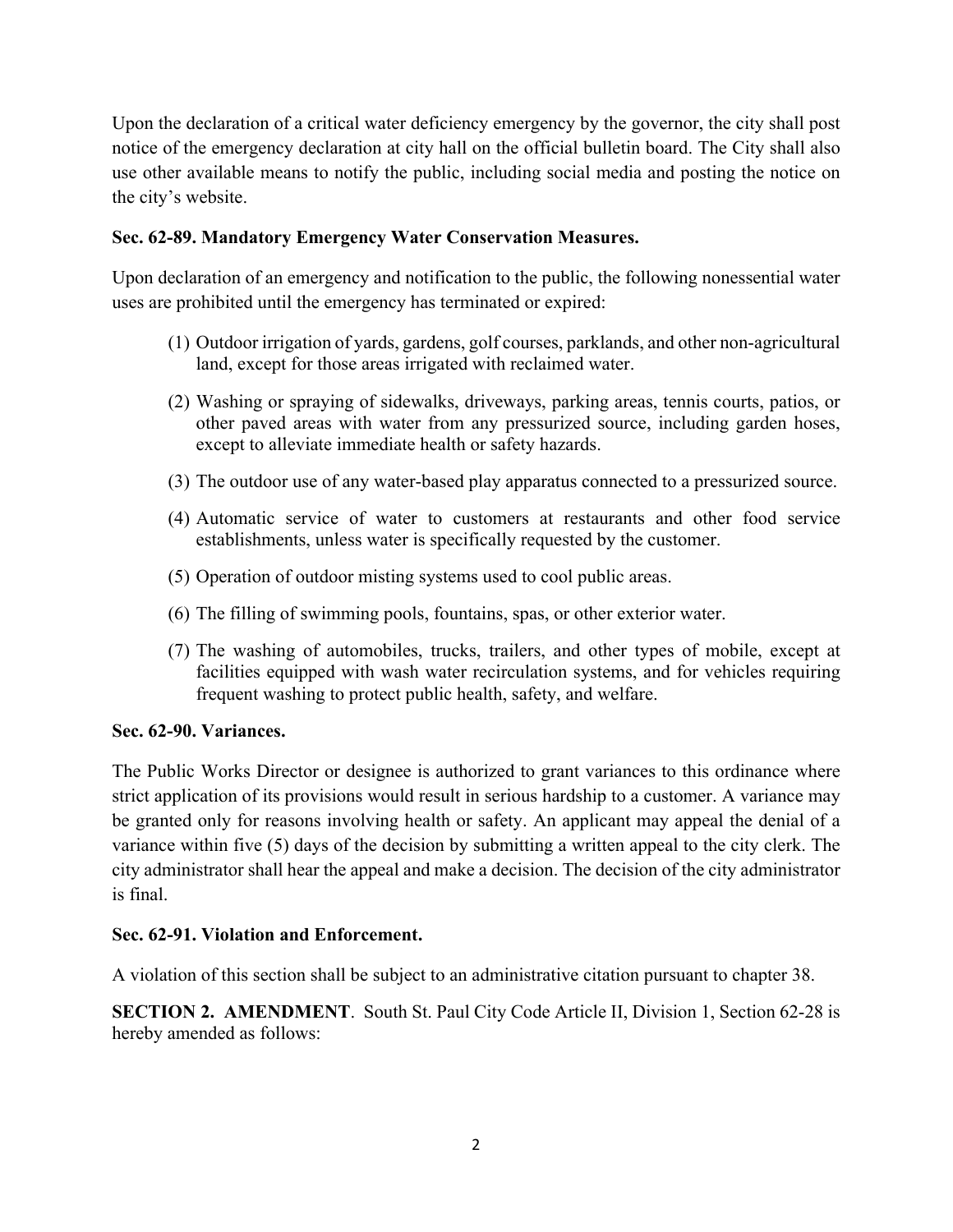Upon the declaration of a critical water deficiency emergency by the governor, the city shall post notice of the emergency declaration at city hall on the official bulletin board. The City shall also use other available means to notify the public, including social media and posting the notice on the city's website.

**Sec. 62-89. Mandatory Emergency Water Conservation Measures.**

Upon declaration of an emergency and notification to the public, the following nonessential water uses are prohibited until the emergency has terminated or expired:

(1) Outdoor irrigation of yards, gardens, golf courses, parklands, and other non-agricultural land, except for those areas irrigated with reclaimed water.

(2) Washing or spraying of sidewalks, driveways, parking areas, tennis courts, patios, or other paved areas with water from any pressurized source, including garden hoses, except to alleviate immediate health or safety hazards.

(3) The outdoor use of any water-based play apparatus connected to a pressurized source.

(4) Automatic service of water to customers at restaurants and other food service establishments, unless water is specifically requested by the customer.

(5) Operation of outdoor misting systems used to cool public areas.

(6) The filling of swimming pools, fountains, spas, or other exterior water.

(7) The washing of automobiles, trucks, trailers, and other types of mobile, except at facilities equipped with wash water recirculation systems, and for vehicles requiring frequent washing to protect public health, safety, and welfare.

**Sec. 62-90. Variances.**

The Public Works Director or designee is authorized to grant variances to this ordinance where strict application of its provisions would result in serious hardship to a customer. A variance may be granted only for reasons involving health or safety. An applicant may appeal the denial of a variance within five (5) days of the decision by submitting a written appeal to the city clerk. The city administrator shall hear the appeal and make a decision. The decision of the city administrator is final.

**Sec. 62-91. Violation and Enforcement.**

A violation of this section shall be subject to an administrative citation pursuant to chapter 38.

**SECTION 2. AMENDMENT**. South St. Paul City Code Article II, Division 1, Section 62-28 is hereby amended as follows: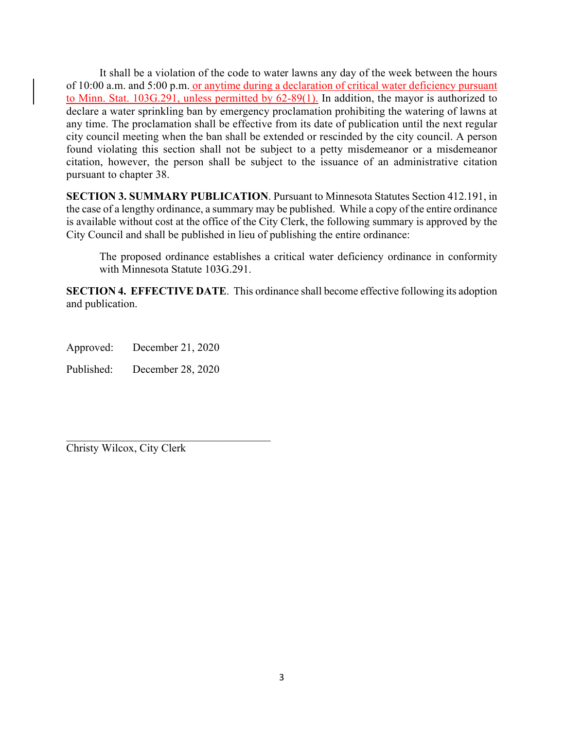It shall be a violation of the code to water lawns any day of the week between the hours of 10:00 a.m. and 5:00 p.m. or anytime during a declaration of critical water deficiency pursuant to Minn. Stat. 103G.291, unless permitted by 62-89(1). In addition, the mayor is authorized to declare a water sprinkling ban by emergency proclamation prohibiting the watering of lawns at any time. The proclamation shall be effective from its date of publication until the next regular city council meeting when the ban shall be extended or rescinded by the city council. A person found violating this section shall not be subject to a petty misdemeanor or a misdemeanor citation, however, the person shall be subject to the issuance of an administrative citation pursuant to chapter 38.

**SECTION 3. SUMMARY PUBLICATION**. Pursuant to Minnesota Statutes Section 412.191, in the case of a lengthy ordinance, a summary may be published. While a copy of the entire ordinance is available without cost at the office of the City Clerk, the following summary is approved by the City Council and shall be published in lieu of publishing the entire ordinance:

> The proposed ordinance establishes a critical water deficiency ordinance in conformity with Minnesota Statute 103G.291.

**SECTION 4. EFFECTIVE DATE**. This ordinance shall become effective following its adoption and publication.

Approved: December 21, 2020

Published: December 28, 2020

\_\_\_\_\_\_\_\_\_\_\_\_\_\_\_\_\_\_\_\_\_\_\_\_\_\_\_\_\_\_\_\_\_\_\_\_

Christy Wilcox, City Clerk